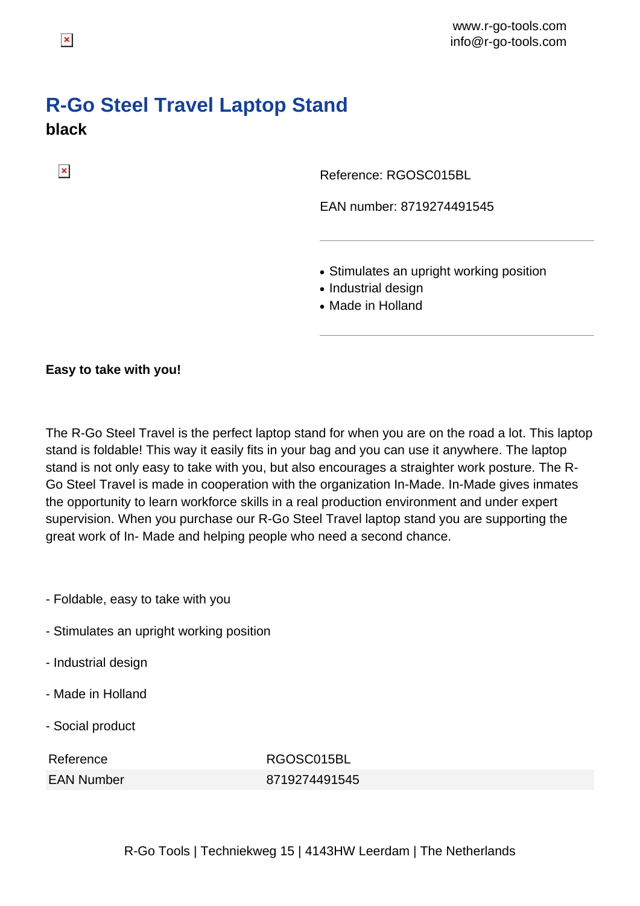www.r-go-tools.com
info@r-go-tools.com

# R-Go Steel Travel Laptop Stand

**black**

Reference: RGOSC015BL

EAN number: 8719274491545

- Stimulates an upright working position
- Industrial design
- Made in Holland

**Easy to take with you!**

The R-Go Steel Travel is the perfect laptop stand for when you are on the road a lot. This laptop stand is foldable! This way it easily fits in your bag and you can use it anywhere. The laptop stand is not only easy to take with you, but also encourages a straighter work posture. The R-Go Steel Travel is made in cooperation with the organization In-Made. In-Made gives inmates the opportunity to learn workforce skills in a real production environment and under expert supervision. When you purchase our R-Go Steel Travel laptop stand you are supporting the great work of In- Made and helping people who need a second chance.

- Foldable, easy to take with you

- Stimulates an upright working position

- Industrial design

- Made in Holland

- Social product

| Reference | RGOSC015BL |
|---|---|
| EAN Number | 8719274491545 |

R-Go Tools | Techniekweg 15 | 4143HW Leerdam | The Netherlands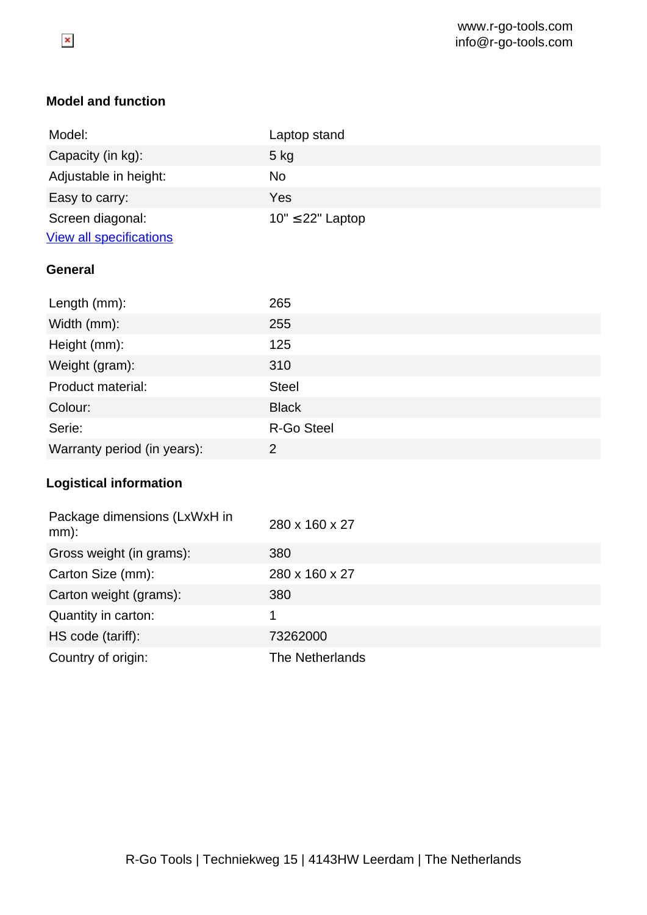www.r-go-tools.com
info@r-go-tools.com

### Model and function

| | |
|---|---|
| Model: | Laptop stand |
| Capacity (in kg): | 5 kg |
| Adjustable in height: | No |
| Easy to carry: | Yes |
| Screen diagonal: | 10" ≤22" Laptop |

View all specifications

### General

| | |
|---|---|
| Length (mm): | 265 |
| Width (mm): | 255 |
| Height (mm): | 125 |
| Weight (gram): | 310 |
| Product material: | Steel |
| Colour: | Black |
| Serie: | R-Go Steel |
| Warranty period (in years): | 2 |

### Logistical information

| | |
|---|---|
| Package dimensions (LxWxH in mm): | 280 x 160 x 27 |
| Gross weight (in grams): | 380 |
| Carton Size (mm): | 280 x 160 x 27 |
| Carton weight (grams): | 380 |
| Quantity in carton: | 1 |
| HS code (tariff): | 73262000 |
| Country of origin: | The Netherlands |

R-Go Tools | Techniekweg 15 | 4143HW Leerdam | The Netherlands